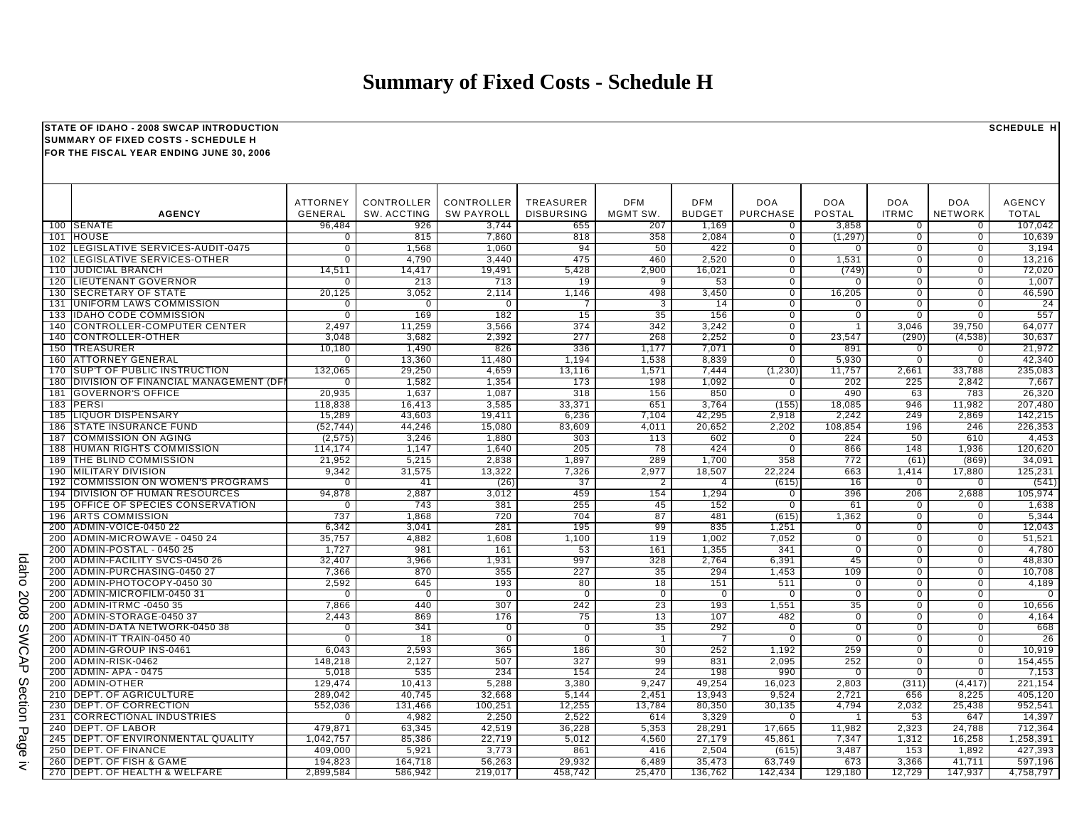# Summary of Fixed Costs - Schedule H

**STATE OF IDAHO - 2008 SWCAP INTRODUCTION** — **SCHEDULE H**
**SUMMARY OF FIXED COSTS - SCHEDULE H**
**FOR THE FISCAL YEAR ENDING JUNE 30, 2006**

| | AGENCY | ATTORNEY GENERAL | CONTROLLER SW. ACCTING | CONTROLLER SW PAYROLL | TREASURER DISBURSING | DFM MGMT SW. | DFM BUDGET | DOA PURCHASE | DOA POSTAL | DOA ITRMC | DOA NETWORK | AGENCY TOTAL |
|---|---|---|---|---|---|---|---|---|---|---|---|---|
| 100 | SENATE | 96,484 | 926 | 3,744 | 655 | 207 | 1,169 | 0 | 3,858 | 0 | 0 | 107,042 |
| 101 | HOUSE | 0 | 815 | 7,860 | 818 | 358 | 2,084 | 0 | (1,297) | 0 | 0 | 10,639 |
| 102 | LEGISLATIVE SERVICES-AUDIT-0475 | 0 | 1,568 | 1,060 | 94 | 50 | 422 | 0 | 0 | 0 | 0 | 3,194 |
| 102 | LEGISLATIVE SERVICES-OTHER | 0 | 4,790 | 3,440 | 475 | 460 | 2,520 | 0 | 1,531 | 0 | 0 | 13,216 |
| 110 | JUDICIAL BRANCH | 14,511 | 14,417 | 19,491 | 5,428 | 2,900 | 16,021 | 0 | (749) | 0 | 0 | 72,020 |
| 120 | LIEUTENANT GOVERNOR | 0 | 213 | 713 | 19 | 9 | 53 | 0 | 0 | 0 | 0 | 1,007 |
| 130 | SECRETARY OF STATE | 20,125 | 3,052 | 2,114 | 1,146 | 498 | 3,450 | 0 | 16,205 | 0 | 0 | 46,590 |
| 131 | UNIFORM LAWS COMMISSION | 0 | 0 | 0 | 7 | 3 | 14 | 0 | 0 | 0 | 0 | 24 |
| 133 | IDAHO CODE COMMISSION | 0 | 169 | 182 | 15 | 35 | 156 | 0 | 0 | 0 | 0 | 557 |
| 140 | CONTROLLER-COMPUTER CENTER | 2,497 | 11,259 | 3,566 | 374 | 342 | 3,242 | 0 | 1 | 3,046 | 39,750 | 64,077 |
| 140 | CONTROLLER-OTHER | 3,048 | 3,682 | 2,392 | 277 | 268 | 2,252 | 0 | 23,547 | (290) | (4,538) | 30,637 |
| 150 | TREASURER | 10,180 | 1,490 | 826 | 336 | 1,177 | 7,071 | 0 | 891 | 0 | 0 | 21,972 |
| 160 | ATTORNEY GENERAL | 0 | 13,360 | 11,480 | 1,194 | 1,538 | 8,839 | 0 | 5,930 | 0 | 0 | 42,340 |
| 170 | SUP'T OF PUBLIC INSTRUCTION | 132,065 | 29,250 | 4,659 | 13,116 | 1,571 | 7,444 | (1,230) | 11,757 | 2,661 | 33,788 | 235,083 |
| 180 | DIVISION OF FINANCIAL MANAGEMENT (DFI | 0 | 1,582 | 1,354 | 173 | 198 | 1,092 | 0 | 202 | 225 | 2,842 | 7,667 |
| 181 | GOVERNOR'S OFFICE | 20,935 | 1,637 | 1,087 | 318 | 156 | 850 | 0 | 490 | 63 | 783 | 26,320 |
| 183 | PERSI | 118,838 | 16,413 | 3,585 | 33,371 | 651 | 3,764 | (155) | 18,085 | 946 | 11,982 | 207,480 |
| 185 | LIQUOR DISPENSARY | 15,289 | 43,603 | 19,411 | 6,236 | 7,104 | 42,295 | 2,918 | 2,242 | 249 | 2,869 | 142,215 |
| 186 | STATE INSURANCE FUND | (52,744) | 44,246 | 15,080 | 83,609 | 4,011 | 20,652 | 2,202 | 108,854 | 196 | 246 | 226,353 |
| 187 | COMMISSION ON AGING | (2,575) | 3,246 | 1,880 | 303 | 113 | 602 | 0 | 224 | 50 | 610 | 4,453 |
| 188 | HUMAN RIGHTS COMMISSION | 114,174 | 1,147 | 1,640 | 205 | 78 | 424 | 0 | 866 | 148 | 1,936 | 120,620 |
| 189 | THE BLIND COMMISSION | 21,952 | 5,215 | 2,838 | 1,897 | 289 | 1,700 | 358 | 772 | (61) | (869) | 34,091 |
| 190 | MILITARY DIVISION | 9,342 | 31,575 | 13,322 | 7,326 | 2,977 | 18,507 | 22,224 | 663 | 1,414 | 17,880 | 125,231 |
| 192 | COMMISSION ON WOMEN'S PROGRAMS | 0 | 41 | (26) | 37 | 2 | 4 | (615) | 16 | 0 | 0 | (541) |
| 194 | DIVISION OF HUMAN RESOURCES | 94,878 | 2,887 | 3,012 | 459 | 154 | 1,294 | 0 | 396 | 206 | 2,688 | 105,974 |
| 195 | OFFICE OF SPECIES CONSERVATION | 0 | 743 | 381 | 255 | 45 | 152 | 0 | 61 | 0 | 0 | 1,638 |
| 196 | ARTS COMMISSION | 737 | 1,868 | 720 | 704 | 87 | 481 | (615) | 1,362 | 0 | 0 | 5,344 |
| 200 | ADMIN-VOICE-0450 22 | 6,342 | 3,041 | 281 | 195 | 99 | 835 | 1,251 | 0 | 0 | 0 | 12,043 |
| 200 | ADMIN-MICROWAVE - 0450 24 | 35,757 | 4,882 | 1,608 | 1,100 | 119 | 1,002 | 7,052 | 0 | 0 | 0 | 51,521 |
| 200 | ADMIN-POSTAL - 0450 25 | 1,727 | 981 | 161 | 53 | 161 | 1,355 | 341 | 0 | 0 | 0 | 4,780 |
| 200 | ADMIN-FACILITY SVCS-0450 26 | 32,407 | 3,966 | 1,931 | 997 | 328 | 2,764 | 6,391 | 45 | 0 | 0 | 48,830 |
| 200 | ADMIN-PURCHASING-0450 27 | 7,366 | 870 | 355 | 227 | 35 | 294 | 1,453 | 109 | 0 | 0 | 10,708 |
| 200 | ADMIN-PHOTOCOPY-0450 30 | 2,592 | 645 | 193 | 80 | 18 | 151 | 511 | 0 | 0 | 0 | 4,189 |
| 200 | ADMIN-MICROFILM-0450 31 | 0 | 0 | 0 | 0 | 0 | 0 | 0 | 0 | 0 | 0 | 0 |
| 200 | ADMIN-ITRMC -0450 35 | 7,866 | 440 | 307 | 242 | 23 | 193 | 1,551 | 35 | 0 | 0 | 10,656 |
| 200 | ADMIN-STORAGE-0450 37 | 2,443 | 869 | 176 | 75 | 13 | 107 | 482 | 0 | 0 | 0 | 4,164 |
| 200 | ADMIN-DATA NETWORK-0450 38 | 0 | 341 | 0 | 0 | 35 | 292 | 0 | 0 | 0 | 0 | 668 |
| 200 | ADMIN-IT TRAIN-0450 40 | 0 | 18 | 0 | 0 | 1 | 7 | 0 | 0 | 0 | 0 | 26 |
| 200 | ADMIN-GROUP INS-0461 | 6,043 | 2,593 | 365 | 186 | 30 | 252 | 1,192 | 259 | 0 | 0 | 10,919 |
| 200 | ADMIN-RISK-0462 | 148,218 | 2,127 | 507 | 327 | 99 | 831 | 2,095 | 252 | 0 | 0 | 154,455 |
| 200 | ADMIN- APA - 0475 | 5,018 | 535 | 234 | 154 | 24 | 198 | 990 | 0 | 0 | 0 | 7,153 |
| 200 | ADMIN-OTHER | 129,474 | 10,413 | 5,288 | 3,380 | 9,247 | 49,254 | 16,023 | 2,803 | (311) | (4,417) | 221,154 |
| 210 | DEPT. OF AGRICULTURE | 289,042 | 40,745 | 32,668 | 5,144 | 2,451 | 13,943 | 9,524 | 2,721 | 656 | 8,225 | 405,120 |
| 230 | DEPT. OF CORRECTION | 552,036 | 131,466 | 100,251 | 12,255 | 13,784 | 80,350 | 30,135 | 4,794 | 2,032 | 25,438 | 952,541 |
| 231 | CORRECTIONAL INDUSTRIES | 0 | 4,982 | 2,250 | 2,522 | 614 | 3,329 | 0 | 1 | 53 | 647 | 14,397 |
| 240 | DEPT. OF LABOR | 479,871 | 63,345 | 42,519 | 36,228 | 5,353 | 28,291 | 17,665 | 11,982 | 2,323 | 24,788 | 712,364 |
| 245 | DEPT. OF ENVIRONMENTAL QUALITY | 1,042,757 | 85,386 | 22,719 | 5,012 | 4,560 | 27,179 | 45,861 | 7,347 | 1,312 | 16,258 | 1,258,391 |
| 250 | DEPT. OF FINANCE | 409,000 | 5,921 | 3,773 | 861 | 416 | 2,504 | (615) | 3,487 | 153 | 1,892 | 427,393 |
| 260 | DEPT. OF FISH & GAME | 194,823 | 164,718 | 56,263 | 29,932 | 6,489 | 35,473 | 63,749 | 673 | 3,366 | 41,711 | 597,196 |
| 270 | DEPT. OF HEALTH & WELFARE | 2,899,584 | 586,942 | 219,017 | 458,742 | 25,470 | 136,762 | 142,434 | 129,180 | 12,729 | 147,937 | 4,758,797 |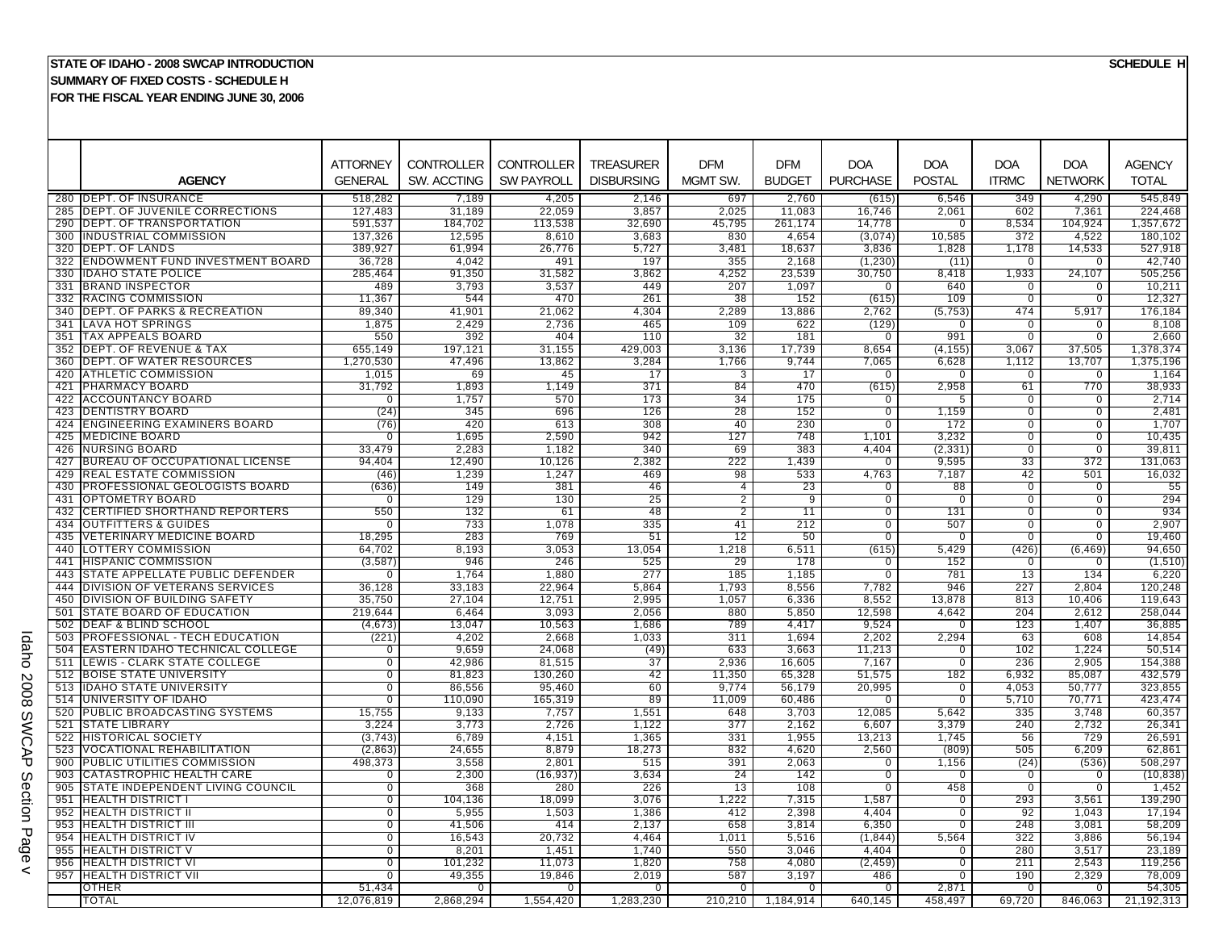**STATE OF IDAHO - 2008 SWCAP INTRODUCTION**

**SUMMARY OF FIXED COSTS - SCHEDULE H**

**FOR THE FISCAL YEAR ENDING JUNE 30, 2006**

**SCHEDULE H**

| | AGENCY | ATTORNEY GENERAL | CONTROLLER SW. ACCTING | CONTROLLER SW PAYROLL | TREASURER DISBURSING | DFM MGMT SW. | DFM BUDGET | DOA PURCHASE | DOA POSTAL | DOA ITRMC | DOA NETWORK | AGENCY TOTAL |
|---|---|---|---|---|---|---|---|---|---|---|---|---|
| 280 | DEPT. OF INSURANCE | 518,282 | 7,189 | 4,205 | 2,146 | 697 | 2,760 | (615) | 6,546 | 349 | 4,290 | 545,849 |
| 285 | DEPT. OF JUVENILE CORRECTIONS | 127,483 | 31,189 | 22,059 | 3,857 | 2,025 | 11,083 | 16,746 | 2,061 | 602 | 7,361 | 224,468 |
| 290 | DEPT. OF TRANSPORTATION | 591,537 | 184,702 | 113,538 | 32,690 | 45,795 | 261,174 | 14,778 | 0 | 8,534 | 104,924 | 1,357,672 |
| 300 | INDUSTRIAL COMMISSION | 137,326 | 12,595 | 8,610 | 3,683 | 830 | 4,654 | (3,074) | 10,585 | 372 | 4,522 | 180,102 |
| 320 | DEPT. OF LANDS | 389,927 | 61,994 | 26,776 | 5,727 | 3,481 | 18,637 | 3,836 | 1,828 | 1,178 | 14,533 | 527,918 |
| 322 | ENDOWMENT FUND INVESTMENT BOARD | 36,728 | 4,042 | 491 | 197 | 355 | 2,168 | (1,230) | (11) | 0 | 0 | 42,740 |
| 330 | IDAHO STATE POLICE | 285,464 | 91,350 | 31,582 | 3,862 | 4,252 | 23,539 | 30,750 | 8,418 | 1,933 | 24,107 | 505,256 |
| 331 | BRAND INSPECTOR | 489 | 3,793 | 3,537 | 449 | 207 | 1,097 | 0 | 640 | 0 | 0 | 10,211 |
| 332 | RACING COMMISSION | 11,367 | 544 | 470 | 261 | 38 | 152 | (615) | 109 | 0 | 0 | 12,327 |
| 340 | DEPT. OF PARKS & RECREATION | 89,340 | 41,901 | 21,062 | 4,304 | 2,289 | 13,886 | 2,762 | (5,753) | 474 | 5,917 | 176,184 |
| 341 | LAVA HOT SPRINGS | 1,875 | 2,429 | 2,736 | 465 | 109 | 622 | (129) | 0 | 0 | 0 | 8,108 |
| 351 | TAX APPEALS BOARD | 550 | 392 | 404 | 110 | 32 | 181 | 0 | 991 | 0 | 0 | 2,660 |
| 352 | DEPT. OF REVENUE & TAX | 655,149 | 197,121 | 31,155 | 429,003 | 3,136 | 17,739 | 8,654 | (4,155) | 3,067 | 37,505 | 1,378,374 |
| 360 | DEPT. OF WATER RESOURCES | 1,270,530 | 47,496 | 13,862 | 3,284 | 1,766 | 9,744 | 7,065 | 6,628 | 1,112 | 13,707 | 1,375,196 |
| 420 | ATHLETIC COMMISSION | 1,015 | 69 | 45 | 17 | 3 | 17 | 0 | 0 | 0 | 0 | 1,164 |
| 421 | PHARMACY BOARD | 31,792 | 1,893 | 1,149 | 371 | 84 | 470 | (615) | 2,958 | 61 | 770 | 38,933 |
| 422 | ACCOUNTANCY BOARD | 0 | 1,757 | 570 | 173 | 34 | 175 | 0 | 5 | 0 | 0 | 2,714 |
| 423 | DENTISTRY BOARD | (24) | 345 | 696 | 126 | 28 | 152 | 0 | 1,159 | 0 | 0 | 2,481 |
| 424 | ENGINEERING EXAMINERS BOARD | (76) | 420 | 613 | 308 | 40 | 230 | 0 | 172 | 0 | 0 | 1,707 |
| 425 | MEDICINE BOARD | 0 | 1,695 | 2,590 | 942 | 127 | 748 | 1,101 | 3,232 | 0 | 0 | 10,435 |
| 426 | NURSING BOARD | 33,479 | 2,283 | 1,182 | 340 | 69 | 383 | 4,404 | (2,331) | 0 | 0 | 39,811 |
| 427 | BUREAU OF OCCUPATIONAL LICENSE | 94,404 | 12,490 | 10,126 | 2,382 | 222 | 1,439 | 0 | 9,595 | 33 | 372 | 131,063 |
| 429 | REAL ESTATE COMMISSION | (46) | 1,239 | 1,247 | 469 | 98 | 533 | 4,763 | 7,187 | 42 | 501 | 16,032 |
| 430 | PROFESSIONAL GEOLOGISTS BOARD | (636) | 149 | 381 | 46 | 4 | 23 | 0 | 88 | 0 | 0 | 55 |
| 431 | OPTOMETRY BOARD | 0 | 129 | 130 | 25 | 2 | 9 | 0 | 0 | 0 | 0 | 294 |
| 432 | CERTIFIED SHORTHAND REPORTERS | 550 | 132 | 61 | 48 | 2 | 11 | 0 | 131 | 0 | 0 | 934 |
| 434 | OUTFITTERS & GUIDES | 0 | 733 | 1,078 | 335 | 41 | 212 | 0 | 507 | 0 | 0 | 2,907 |
| 435 | VETERINARY MEDICINE BOARD | 18,295 | 283 | 769 | 51 | 12 | 50 | 0 | 0 | 0 | 0 | 19,460 |
| 440 | LOTTERY COMMISSION | 64,702 | 8,193 | 3,053 | 13,054 | 1,218 | 6,511 | (615) | 5,429 | (426) | (6,469) | 94,650 |
| 441 | HISPANIC COMMISSION | (3,587) | 946 | 246 | 525 | 29 | 178 | 0 | 152 | 0 | 0 | (1,510) |
| 443 | STATE APPELLATE PUBLIC DEFENDER | 0 | 1,764 | 1,880 | 277 | 185 | 1,185 | 0 | 781 | 13 | 134 | 6,220 |
| 444 | DIVISION OF VETERANS SERVICES | 36,128 | 33,183 | 22,964 | 5,864 | 1,793 | 8,556 | 7,782 | 946 | 227 | 2,804 | 120,248 |
| 450 | DIVISION OF BUILDING SAFETY | 35,750 | 27,104 | 12,751 | 2,995 | 1,057 | 6,336 | 8,552 | 13,878 | 813 | 10,406 | 119,643 |
| 501 | STATE BOARD OF EDUCATION | 219,644 | 6,464 | 3,093 | 2,056 | 880 | 5,850 | 12,598 | 4,642 | 204 | 2,612 | 258,044 |
| 502 | DEAF & BLIND SCHOOL | (4,673) | 13,047 | 10,563 | 1,686 | 789 | 4,417 | 9,524 | 0 | 123 | 1,407 | 36,885 |
| 503 | PROFESSIONAL - TECH EDUCATION | (221) | 4,202 | 2,668 | 1,033 | 311 | 1,694 | 2,202 | 2,294 | 63 | 608 | 14,854 |
| 504 | EASTERN IDAHO TECHNICAL COLLEGE | 0 | 9,659 | 24,068 | (49) | 633 | 3,663 | 11,213 | 0 | 102 | 1,224 | 50,514 |
| 511 | LEWIS - CLARK STATE COLLEGE | 0 | 42,986 | 81,515 | 37 | 2,936 | 16,605 | 7,167 | 0 | 236 | 2,905 | 154,388 |
| 512 | BOISE STATE UNIVERSITY | 0 | 81,823 | 130,260 | 42 | 11,350 | 65,328 | 51,575 | 182 | 6,932 | 85,087 | 432,579 |
| 513 | IDAHO STATE UNIVERSITY | 0 | 86,556 | 95,460 | 60 | 9,774 | 56,179 | 20,995 | 0 | 4,053 | 50,777 | 323,855 |
| 514 | UNIVERSITY OF IDAHO | 0 | 110,090 | 165,319 | 89 | 11,009 | 60,486 | 0 | 0 | 5,710 | 70,771 | 423,474 |
| 520 | PUBLIC BROADCASTING SYSTEMS | 15,755 | 9,133 | 7,757 | 1,551 | 648 | 3,703 | 12,085 | 5,642 | 335 | 3,748 | 60,357 |
| 521 | STATE LIBRARY | 3,224 | 3,773 | 2,726 | 1,122 | 377 | 2,162 | 6,607 | 3,379 | 240 | 2,732 | 26,341 |
| 522 | HISTORICAL SOCIETY | (3,743) | 6,789 | 4,151 | 1,365 | 331 | 1,955 | 13,213 | 1,745 | 56 | 729 | 26,591 |
| 523 | VOCATIONAL REHABILITATION | (2,863) | 24,655 | 8,879 | 18,273 | 832 | 4,620 | 2,560 | (809) | 505 | 6,209 | 62,861 |
| 900 | PUBLIC UTILITIES COMMISSION | 498,373 | 3,558 | 2,801 | 515 | 391 | 2,063 | 0 | 1,156 | (24) | (536) | 508,297 |
| 903 | CATASTROPHIC HEALTH CARE | 0 | 2,300 | (16,937) | 3,634 | 24 | 142 | 0 | 0 | 0 | 0 | (10,838) |
| 905 | STATE INDEPENDENT LIVING COUNCIL | 0 | 368 | 280 | 226 | 13 | 108 | 0 | 458 | 0 | 0 | 1,452 |
| 951 | HEALTH DISTRICT I | 0 | 104,136 | 18,099 | 3,076 | 1,222 | 7,315 | 1,587 | 0 | 293 | 3,561 | 139,290 |
| 952 | HEALTH DISTRICT II | 0 | 5,955 | 1,503 | 1,386 | 412 | 2,398 | 4,404 | 0 | 92 | 1,043 | 17,194 |
| 953 | HEALTH DISTRICT III | 0 | 41,506 | 414 | 2,137 | 658 | 3,814 | 6,350 | 0 | 248 | 3,081 | 58,209 |
| 954 | HEALTH DISTRICT IV | 0 | 16,543 | 20,732 | 4,464 | 1,011 | 5,516 | (1,844) | 5,564 | 322 | 3,886 | 56,194 |
| 955 | HEALTH DISTRICT V | 0 | 8,201 | 1,451 | 1,740 | 550 | 3,046 | 4,404 | 0 | 280 | 3,517 | 23,189 |
| 956 | HEALTH DISTRICT VI | 0 | 101,232 | 11,073 | 1,820 | 758 | 4,080 | (2,459) | 0 | 211 | 2,543 | 119,256 |
| 957 | HEALTH DISTRICT VII | 0 | 49,355 | 19,846 | 2,019 | 587 | 3,197 | 486 | 0 | 190 | 2,329 | 78,009 |
| | OTHER | 51,434 | 0 | 0 | 0 | 0 | 0 | 0 | 2,871 | 0 | 0 | 54,305 |
| | TOTAL | 12,076,819 | 2,868,294 | 1,554,420 | 1,283,230 | 210,210 | 1,184,914 | 640,145 | 458,497 | 69,720 | 846,063 | 21,192,313 |